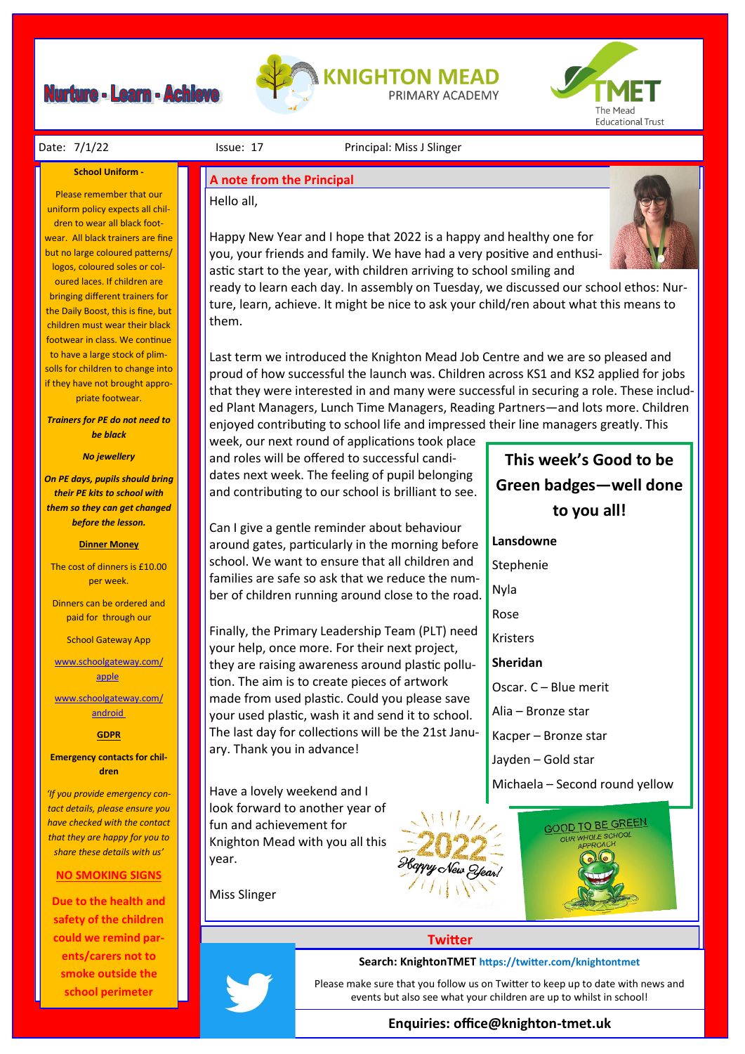**Nurture - Learn - Achieve**

# KNIGHTON MEAD PRIMARY ACADEMY

TMET The Mead Educational Trust

Date: 7/1/22 | Issue: 17 | Principal: Miss J Slinger

## A note from the Principal

Hello all,

Happy New Year and I hope that 2022 is a happy and healthy one for you, your friends and family. We have had a very positive and enthusiastic start to the year, with children arriving to school smiling and ready to learn each day. In assembly on Tuesday, we discussed our school ethos: Nurture, learn, achieve. It might be nice to ask your child/ren about what this means to them.

Last term we introduced the Knighton Mead Job Centre and we are so pleased and proud of how successful the launch was. Children across KS1 and KS2 applied for jobs that they were interested in and many were successful in securing a role. These included Plant Managers, Lunch Time Managers, Reading Partners—and lots more. Children enjoyed contributing to school life and impressed their line managers greatly. This week, our next round of applications took place and roles will be offered to successful candidates next week. The feeling of pupil belonging and contributing to our school is brilliant to see.

Can I give a gentle reminder about behaviour around gates, particularly in the morning before school. We want to ensure that all children and families are safe so ask that we reduce the number of children running around close to the road.

Finally, the Primary Leadership Team (PLT) need your help, once more. For their next project, they are raising awareness around plastic pollution. The aim is to create pieces of artwork made from used plastic. Could you please save your used plastic, wash it and send it to school. The last day for collections will be the 21st January. Thank you in advance!

Have a lovely weekend and I look forward to another year of fun and achievement for Knighton Mead with you all this year.

Miss Slinger

## This week's Good to be Green badges—well done to you all!

**Lansdowne**

Stephenie

Nyla

Rose

Kristers

**Sheridan**

Oscar. C – Blue merit

Alia – Bronze star

Kacper – Bronze star

Jayden – Gold star

Michaela – Second round yellow

GOOD TO BE GREEN
OUR WHOLE SCHOOL APPROACH

2022 Happy New Year!

**School Uniform -**

Please remember that our uniform policy expects all children to wear all black footwear. All black trainers are fine but no large coloured patterns/ logos, coloured soles or coloured laces. If children are bringing different trainers for the Daily Boost, this is fine, but children must wear their black footwear in class. We continue to have a large stock of plimsolls for children to change into if they have not brought appropriate footwear.

***Trainers for PE do not need to be black***

***No jewellery***

***On PE days, pupils should bring their PE kits to school with them so they can get changed before the lesson.***

**Dinner Money**

The cost of dinners is £10.00 per week.

Dinners can be ordered and paid for through our

School Gateway App

www.schoolgateway.com/apple

www.schoolgateway.com/android

**GDPR**

**Emergency contacts for children**

*'If you provide emergency contact details, please ensure you have checked with the contact that they are happy for you to share these details with us'*

**NO SMOKING SIGNS**

**Due to the health and safety of the children could we remind parents/carers not to smoke outside the school perimeter**

## Twitter

**Search: KnightonTMET https://twitter.com/knightontmet**

Please make sure that you follow us on Twitter to keep up to date with news and events but also see what your children are up to whilst in school!

**Enquiries: office@knighton-tmet.uk**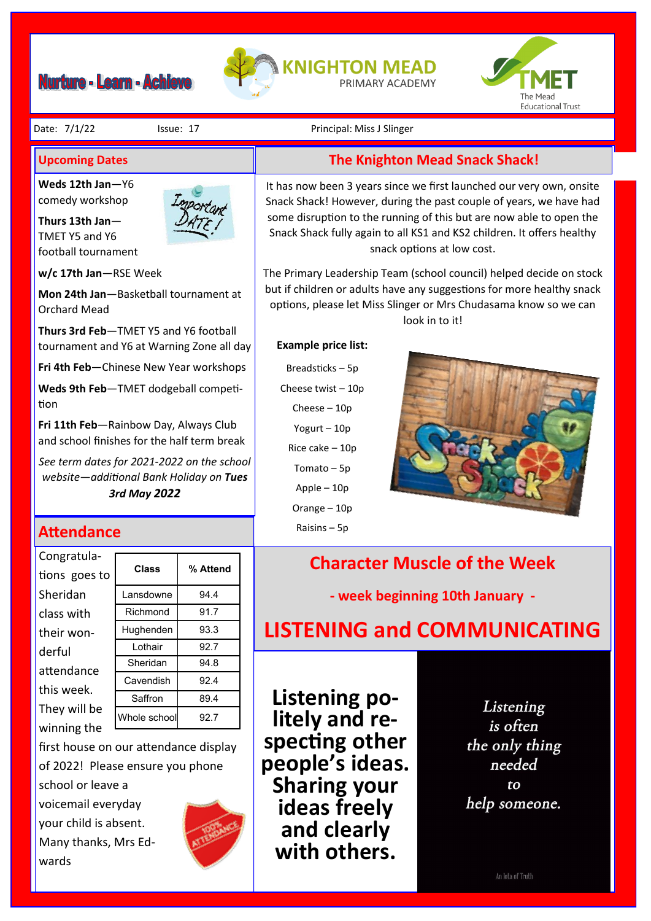Nurture - Learn - Achieve

KNIGHTON MEAD PRIMARY ACADEMY

TMET The Mead Educational Trust

Date: 7/1/22 Issue: 17 Principal: Miss J Slinger

## Upcoming Dates

**Weds 12th Jan**—Y6 comedy workshop

**Thurs 13th Jan**—TMET Y5 and Y6 football tournament

**w/c 17th Jan**—RSE Week

**Mon 24th Jan**—Basketball tournament at Orchard Mead

**Thurs 3rd Feb**—TMET Y5 and Y6 football tournament and Y6 at Warning Zone all day

**Fri 4th Feb**—Chinese New Year workshops

**Weds 9th Feb**—TMET dodgeball competition

**Fri 11th Feb**—Rainbow Day, Always Club and school finishes for the half term break

*See term dates for 2021-2022 on the school website—additional Bank Holiday on **Tues 3rd May 2022***

## Attendance

Congratulations goes to Sheridan class with their wonderful attendance this week. They will be winning the first house on our attendance display of 2022! Please ensure you phone school or leave a voicemail everyday your child is absent. Many thanks, Mrs Edwards

| Class | % Attend |
|---|---|
| Lansdowne | 94.4 |
| Richmond | 91.7 |
| Hughenden | 93.3 |
| Lothair | 92.7 |
| Sheridan | 94.8 |
| Cavendish | 92.4 |
| Saffron | 89.4 |
| Whole school | 92.7 |

## The Knighton Mead Snack Shack!

It has now been 3 years since we first launched our very own, onsite Snack Shack! However, during the past couple of years, we have had some disruption to the running of this but are now able to open the Snack Shack fully again to all KS1 and KS2 children. It offers healthy snack options at low cost.

The Primary Leadership Team (school council) helped decide on stock but if children or adults have any suggestions for more healthy snack options, please let Miss Slinger or Mrs Chudasama know so we can look in to it!

**Example price list:**

Breadsticks – 5p
Cheese twist – 10p
Cheese – 10p
Yogurt – 10p
Rice cake – 10p
Tomato – 5p
Apple – 10p
Orange – 10p
Raisins – 5p

## Character Muscle of the Week

**- week beginning 10th January -**

# LISTENING and COMMUNICATING

**Listening politely and respecting other people's ideas. Sharing your ideas freely and clearly with others.**

*Listening is often the only thing needed to help someone.*